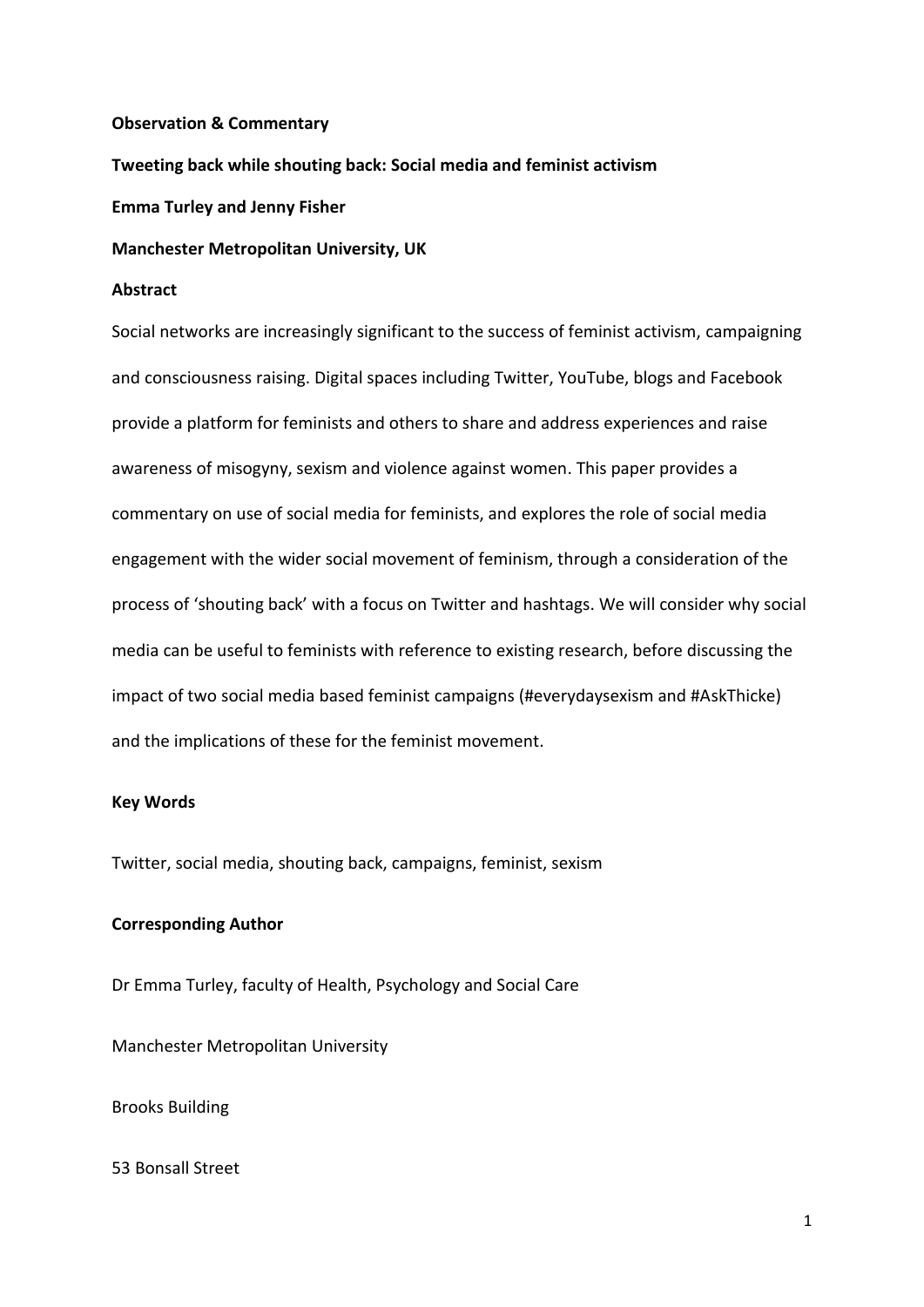**Observation & Commentary**

# Tweeting back while shouting back: Social media and feminist activism

**Emma Turley and Jenny Fisher**

**Manchester Metropolitan University, UK**

## Abstract

Social networks are increasingly significant to the success of feminist activism, campaigning and consciousness raising. Digital spaces including Twitter, YouTube, blogs and Facebook provide a platform for feminists and others to share and address experiences and raise awareness of misogyny, sexism and violence against women. This paper provides a commentary on use of social media for feminists, and explores the role of social media engagement with the wider social movement of feminism, through a consideration of the process of 'shouting back' with a focus on Twitter and hashtags. We will consider why social media can be useful to feminists with reference to existing research, before discussing the impact of two social media based feminist campaigns (#everydaysexism and #AskThicke) and the implications of these for the feminist movement.

## Key Words

Twitter, social media, shouting back, campaigns, feminist, sexism

## Corresponding Author

Dr Emma Turley, faculty of Health, Psychology and Social Care

Manchester Metropolitan University

Brooks Building

53 Bonsall Street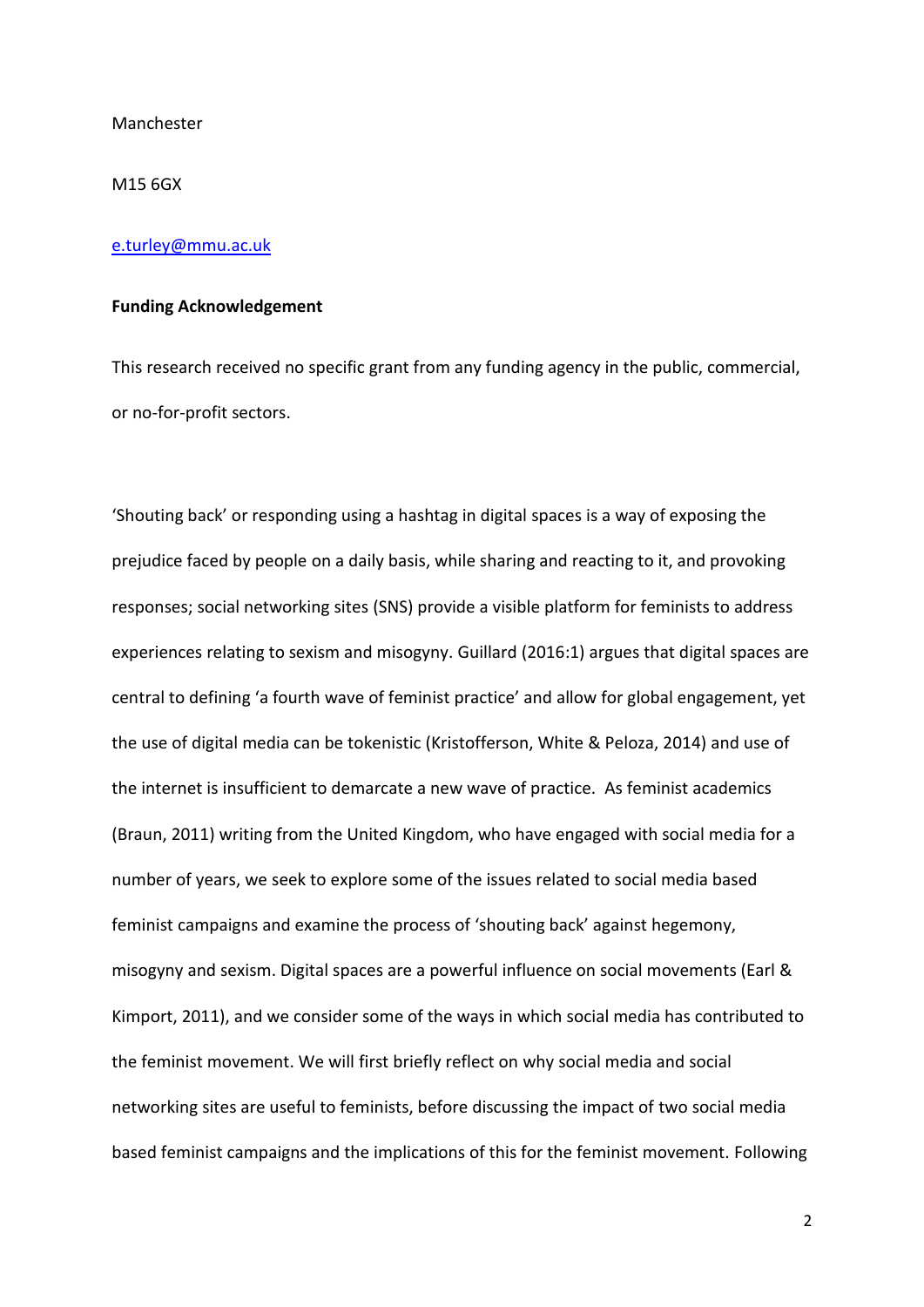Manchester

M15 6GX

e.turley@mmu.ac.uk

**Funding Acknowledgement**

This research received no specific grant from any funding agency in the public, commercial, or no-for-profit sectors.

'Shouting back' or responding using a hashtag in digital spaces is a way of exposing the prejudice faced by people on a daily basis, while sharing and reacting to it, and provoking responses; social networking sites (SNS) provide a visible platform for feminists to address experiences relating to sexism and misogyny. Guillard (2016:1) argues that digital spaces are central to defining 'a fourth wave of feminist practice' and allow for global engagement, yet the use of digital media can be tokenistic (Kristofferson, White & Peloza, 2014) and use of the internet is insufficient to demarcate a new wave of practice. As feminist academics (Braun, 2011) writing from the United Kingdom, who have engaged with social media for a number of years, we seek to explore some of the issues related to social media based feminist campaigns and examine the process of 'shouting back' against hegemony, misogyny and sexism. Digital spaces are a powerful influence on social movements (Earl & Kimport, 2011), and we consider some of the ways in which social media has contributed to the feminist movement. We will first briefly reflect on why social media and social networking sites are useful to feminists, before discussing the impact of two social media based feminist campaigns and the implications of this for the feminist movement. Following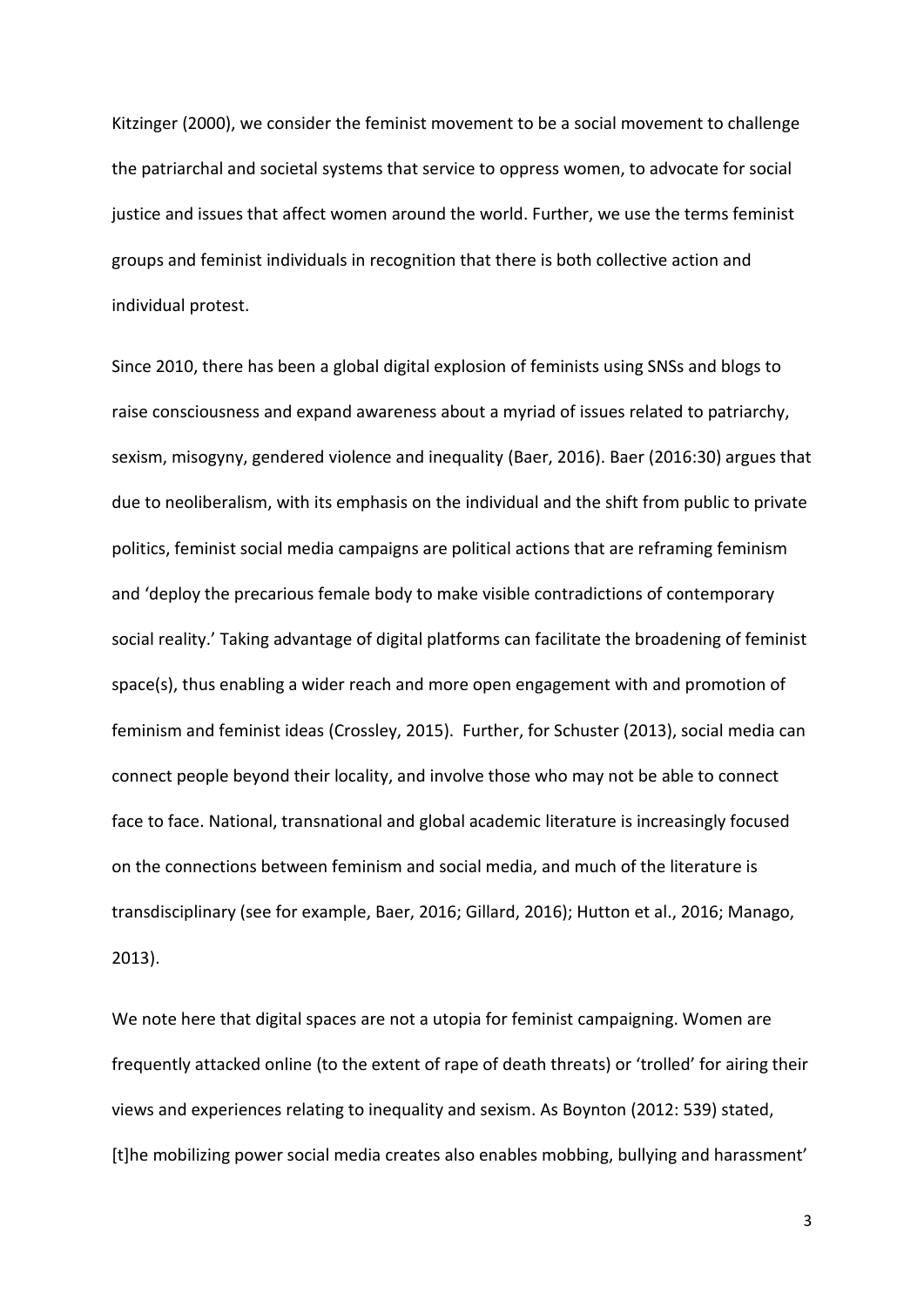Kitzinger (2000), we consider the feminist movement to be a social movement to challenge the patriarchal and societal systems that service to oppress women, to advocate for social justice and issues that affect women around the world. Further, we use the terms feminist groups and feminist individuals in recognition that there is both collective action and individual protest.

Since 2010, there has been a global digital explosion of feminists using SNSs and blogs to raise consciousness and expand awareness about a myriad of issues related to patriarchy, sexism, misogyny, gendered violence and inequality (Baer, 2016). Baer (2016:30) argues that due to neoliberalism, with its emphasis on the individual and the shift from public to private politics, feminist social media campaigns are political actions that are reframing feminism and 'deploy the precarious female body to make visible contradictions of contemporary social reality.' Taking advantage of digital platforms can facilitate the broadening of feminist space(s), thus enabling a wider reach and more open engagement with and promotion of feminism and feminist ideas (Crossley, 2015). Further, for Schuster (2013), social media can connect people beyond their locality, and involve those who may not be able to connect face to face. National, transnational and global academic literature is increasingly focused on the connections between feminism and social media, and much of the literature is transdisciplinary (see for example, Baer, 2016; Gillard, 2016); Hutton et al., 2016; Manago, 2013).

We note here that digital spaces are not a utopia for feminist campaigning. Women are frequently attacked online (to the extent of rape of death threats) or 'trolled' for airing their views and experiences relating to inequality and sexism. As Boynton (2012: 539) stated, [t]he mobilizing power social media creates also enables mobbing, bullying and harassment'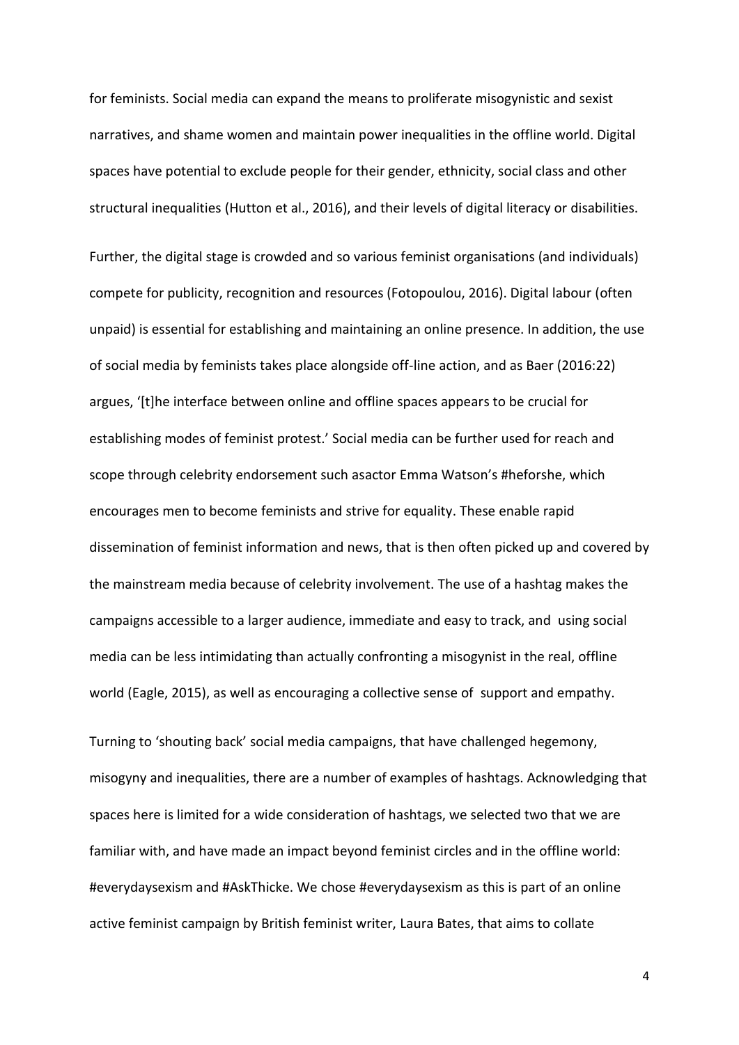for feminists. Social media can expand the means to proliferate misogynistic and sexist narratives, and shame women and maintain power inequalities in the offline world. Digital spaces have potential to exclude people for their gender, ethnicity, social class and other structural inequalities (Hutton et al., 2016), and their levels of digital literacy or disabilities.

Further, the digital stage is crowded and so various feminist organisations (and individuals) compete for publicity, recognition and resources (Fotopoulou, 2016). Digital labour (often unpaid) is essential for establishing and maintaining an online presence. In addition, the use of social media by feminists takes place alongside off-line action, and as Baer (2016:22) argues, '[t]he interface between online and offline spaces appears to be crucial for establishing modes of feminist protest.' Social media can be further used for reach and scope through celebrity endorsement such asactor Emma Watson's #heforshe, which encourages men to become feminists and strive for equality. These enable rapid dissemination of feminist information and news, that is then often picked up and covered by the mainstream media because of celebrity involvement. The use of a hashtag makes the campaigns accessible to a larger audience, immediate and easy to track, and using social media can be less intimidating than actually confronting a misogynist in the real, offline world (Eagle, 2015), as well as encouraging a collective sense of support and empathy.

Turning to 'shouting back' social media campaigns, that have challenged hegemony, misogyny and inequalities, there are a number of examples of hashtags. Acknowledging that spaces here is limited for a wide consideration of hashtags, we selected two that we are familiar with, and have made an impact beyond feminist circles and in the offline world: #everydaysexism and #AskThicke. We chose #everydaysexism as this is part of an online active feminist campaign by British feminist writer, Laura Bates, that aims to collate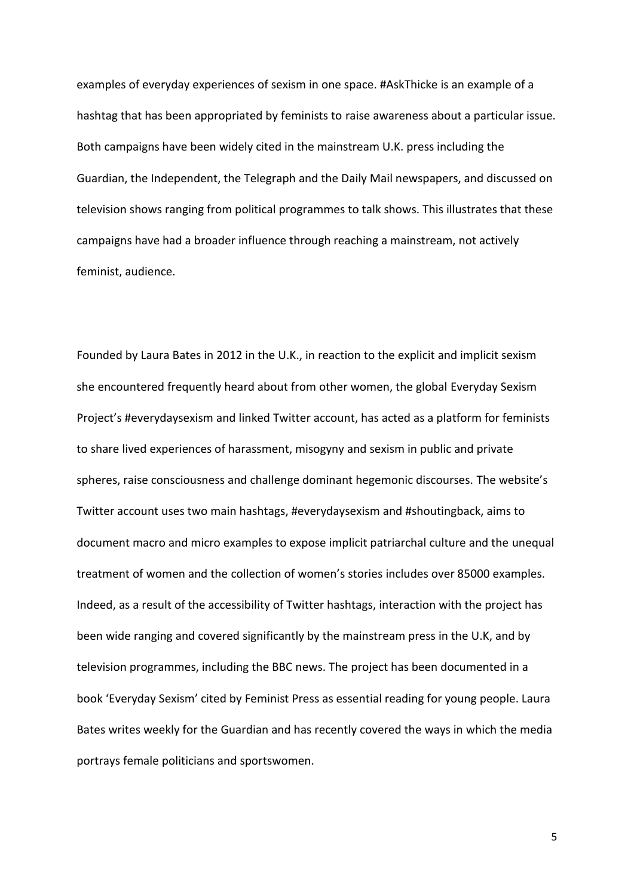examples of everyday experiences of sexism in one space. #AskThicke is an example of a hashtag that has been appropriated by feminists to raise awareness about a particular issue. Both campaigns have been widely cited in the mainstream U.K. press including the Guardian, the Independent, the Telegraph and the Daily Mail newspapers, and discussed on television shows ranging from political programmes to talk shows. This illustrates that these campaigns have had a broader influence through reaching a mainstream, not actively feminist, audience.

Founded by Laura Bates in 2012 in the U.K., in reaction to the explicit and implicit sexism she encountered frequently heard about from other women, the global Everyday Sexism Project's #everydaysexism and linked Twitter account, has acted as a platform for feminists to share lived experiences of harassment, misogyny and sexism in public and private spheres, raise consciousness and challenge dominant hegemonic discourses. The website's Twitter account uses two main hashtags, #everydaysexism and #shoutingback, aims to document macro and micro examples to expose implicit patriarchal culture and the unequal treatment of women and the collection of women's stories includes over 85000 examples. Indeed, as a result of the accessibility of Twitter hashtags, interaction with the project has been wide ranging and covered significantly by the mainstream press in the U.K, and by television programmes, including the BBC news. The project has been documented in a book 'Everyday Sexism' cited by Feminist Press as essential reading for young people. Laura Bates writes weekly for the Guardian and has recently covered the ways in which the media portrays female politicians and sportswomen.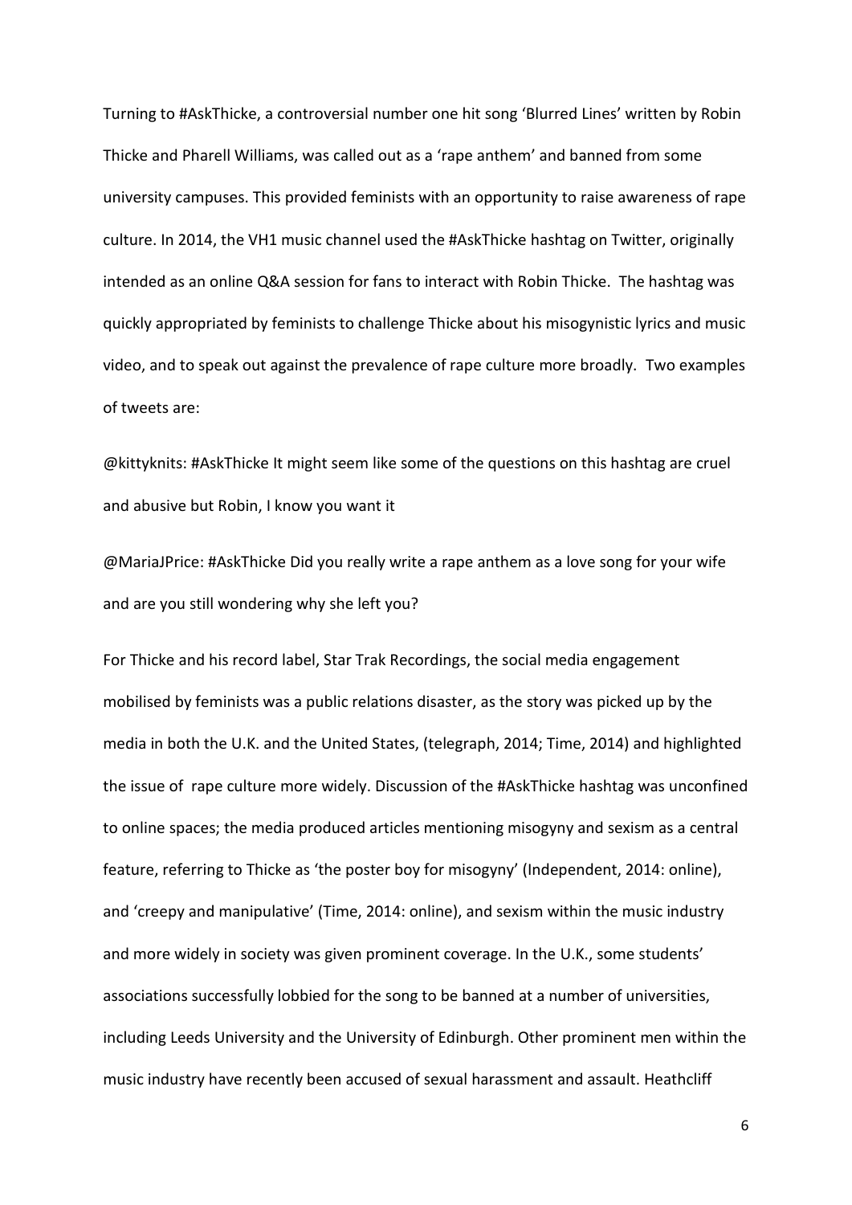Turning to #AskThicke, a controversial number one hit song 'Blurred Lines' written by Robin Thicke and Pharell Williams, was called out as a 'rape anthem' and banned from some university campuses. This provided feminists with an opportunity to raise awareness of rape culture. In 2014, the VH1 music channel used the #AskThicke hashtag on Twitter, originally intended as an online Q&A session for fans to interact with Robin Thicke. The hashtag was quickly appropriated by feminists to challenge Thicke about his misogynistic lyrics and music video, and to speak out against the prevalence of rape culture more broadly. Two examples of tweets are:

@kittyknits: #AskThicke It might seem like some of the questions on this hashtag are cruel and abusive but Robin, I know you want it

@MariaJPrice: #AskThicke Did you really write a rape anthem as a love song for your wife and are you still wondering why she left you?

For Thicke and his record label, Star Trak Recordings, the social media engagement mobilised by feminists was a public relations disaster, as the story was picked up by the media in both the U.K. and the United States, (telegraph, 2014; Time, 2014) and highlighted the issue of rape culture more widely. Discussion of the #AskThicke hashtag was unconfined to online spaces; the media produced articles mentioning misogyny and sexism as a central feature, referring to Thicke as 'the poster boy for misogyny' (Independent, 2014: online), and 'creepy and manipulative' (Time, 2014: online), and sexism within the music industry and more widely in society was given prominent coverage. In the U.K., some students' associations successfully lobbied for the song to be banned at a number of universities, including Leeds University and the University of Edinburgh. Other prominent men within the music industry have recently been accused of sexual harassment and assault. Heathcliff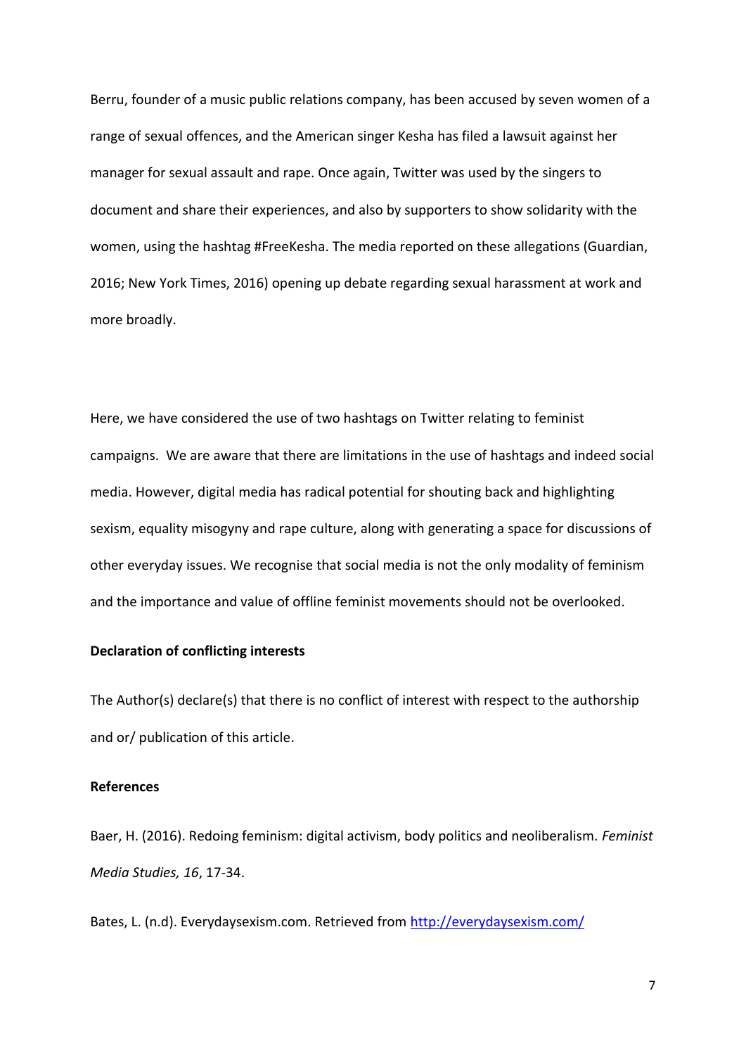Berru, founder of a music public relations company, has been accused by seven women of a range of sexual offences, and the American singer Kesha has filed a lawsuit against her manager for sexual assault and rape. Once again, Twitter was used by the singers to document and share their experiences, and also by supporters to show solidarity with the women, using the hashtag #FreeKesha. The media reported on these allegations (Guardian, 2016; New York Times, 2016) opening up debate regarding sexual harassment at work and more broadly.

Here, we have considered the use of two hashtags on Twitter relating to feminist campaigns. We are aware that there are limitations in the use of hashtags and indeed social media. However, digital media has radical potential for shouting back and highlighting sexism, equality misogyny and rape culture, along with generating a space for discussions of other everyday issues. We recognise that social media is not the only modality of feminism and the importance and value of offline feminist movements should not be overlooked.

**Declaration of conflicting interests**

The Author(s) declare(s) that there is no conflict of interest with respect to the authorship and or/ publication of this article.

**References**

Baer, H. (2016). Redoing feminism: digital activism, body politics and neoliberalism. *Feminist Media Studies, 16*, 17-34.

Bates, L. (n.d). Everydaysexism.com. Retrieved from http://everydaysexism.com/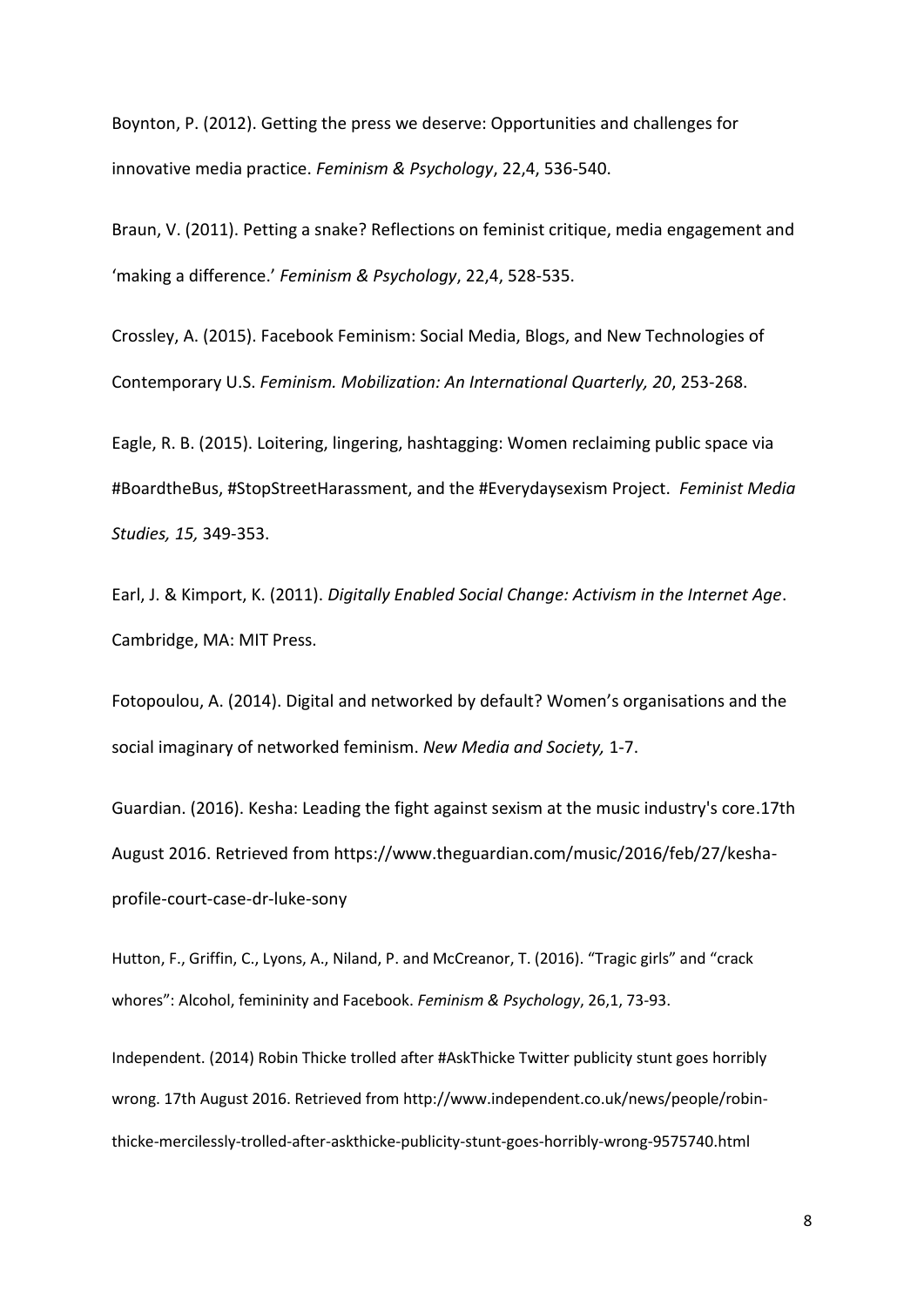Boynton, P. (2012). Getting the press we deserve: Opportunities and challenges for innovative media practice. *Feminism & Psychology*, 22,4, 536-540.

Braun, V. (2011). Petting a snake? Reflections on feminist critique, media engagement and 'making a difference.' *Feminism & Psychology*, 22,4, 528-535.

Crossley, A. (2015). Facebook Feminism: Social Media, Blogs, and New Technologies of Contemporary U.S. *Feminism. Mobilization: An International Quarterly, 20*, 253-268.

Eagle, R. B. (2015). Loitering, lingering, hashtagging: Women reclaiming public space via #BoardtheBus, #StopStreetHarassment, and the #Everydaysexism Project. *Feminist Media Studies, 15,* 349-353.

Earl, J. & Kimport, K. (2011). *Digitally Enabled Social Change: Activism in the Internet Age*. Cambridge, MA: MIT Press.

Fotopoulou, A. (2014). Digital and networked by default? Women's organisations and the social imaginary of networked feminism. *New Media and Society,* 1-7.

Guardian. (2016). Kesha: Leading the fight against sexism at the music industry's core.17th August 2016. Retrieved from https://www.theguardian.com/music/2016/feb/27/kesha-profile-court-case-dr-luke-sony

Hutton, F., Griffin, C., Lyons, A., Niland, P. and McCreanor, T. (2016). "Tragic girls" and "crack whores": Alcohol, femininity and Facebook. *Feminism & Psychology*, 26,1, 73-93.

Independent. (2014) Robin Thicke trolled after #AskThicke Twitter publicity stunt goes horribly wrong. 17th August 2016. Retrieved from http://www.independent.co.uk/news/people/robin-thicke-mercilessly-trolled-after-askthicke-publicity-stunt-goes-horribly-wrong-9575740.html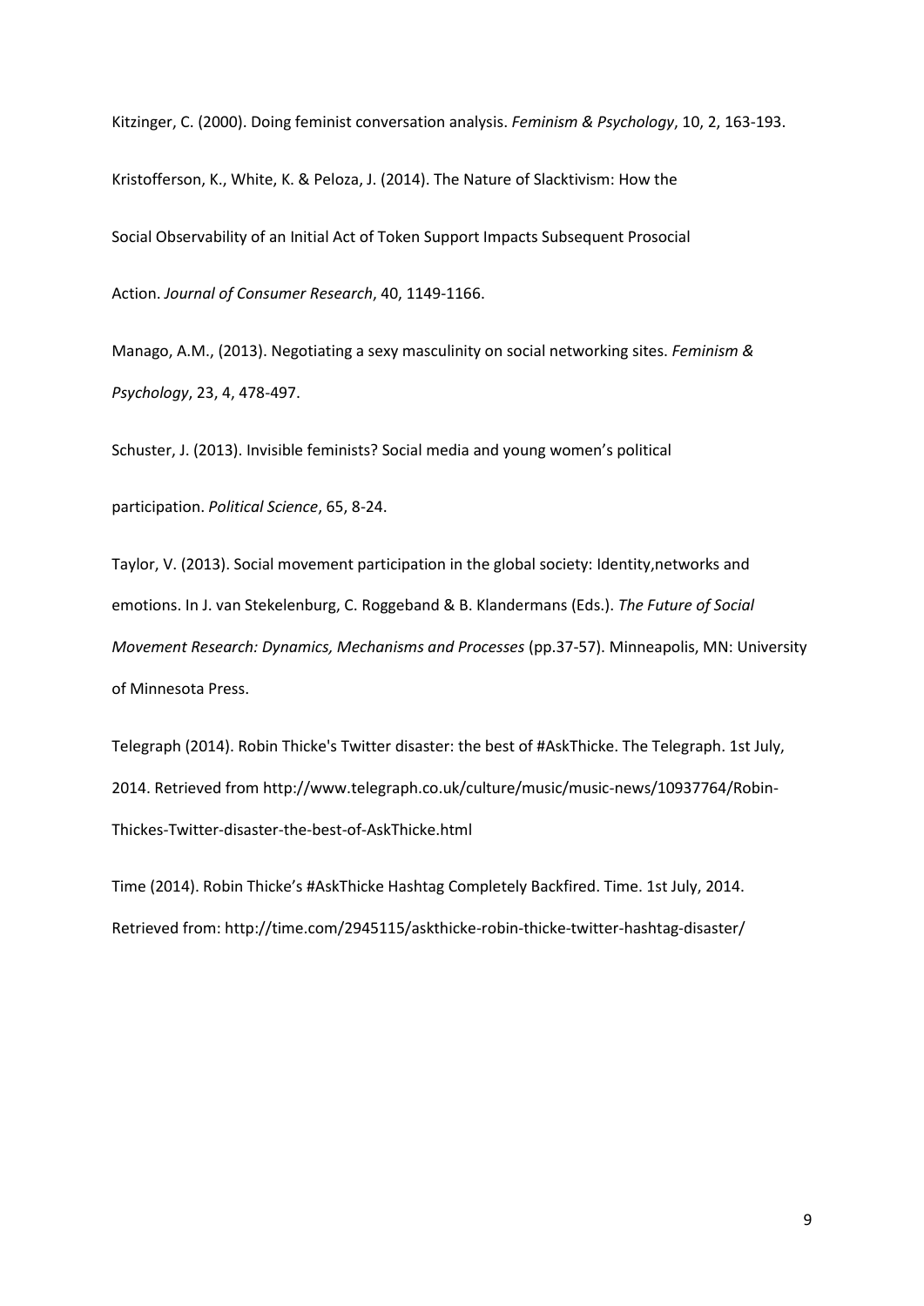Kitzinger, C. (2000). Doing feminist conversation analysis. *Feminism & Psychology*, 10, 2, 163-193.

Kristofferson, K., White, K. & Peloza, J. (2014). The Nature of Slacktivism: How the Social Observability of an Initial Act of Token Support Impacts Subsequent Prosocial Action. *Journal of Consumer Research*, 40, 1149-1166.

Manago, A.M., (2013). Negotiating a sexy masculinity on social networking sites. *Feminism & Psychology*, 23, 4, 478-497.

Schuster, J. (2013). Invisible feminists? Social media and young women's political participation. *Political Science*, 65, 8-24.

Taylor, V. (2013). Social movement participation in the global society: Identity,networks and emotions. In J. van Stekelenburg, C. Roggeband & B. Klandermans (Eds.). *The Future of Social Movement Research: Dynamics, Mechanisms and Processes* (pp.37-57). Minneapolis, MN: University of Minnesota Press.

Telegraph (2014). Robin Thicke's Twitter disaster: the best of #AskThicke. The Telegraph. 1st July, 2014. Retrieved from http://www.telegraph.co.uk/culture/music/music-news/10937764/Robin-Thickes-Twitter-disaster-the-best-of-AskThicke.html

Time (2014). Robin Thicke's #AskThicke Hashtag Completely Backfired. Time. 1st July, 2014. Retrieved from: http://time.com/2945115/askthicke-robin-thicke-twitter-hashtag-disaster/